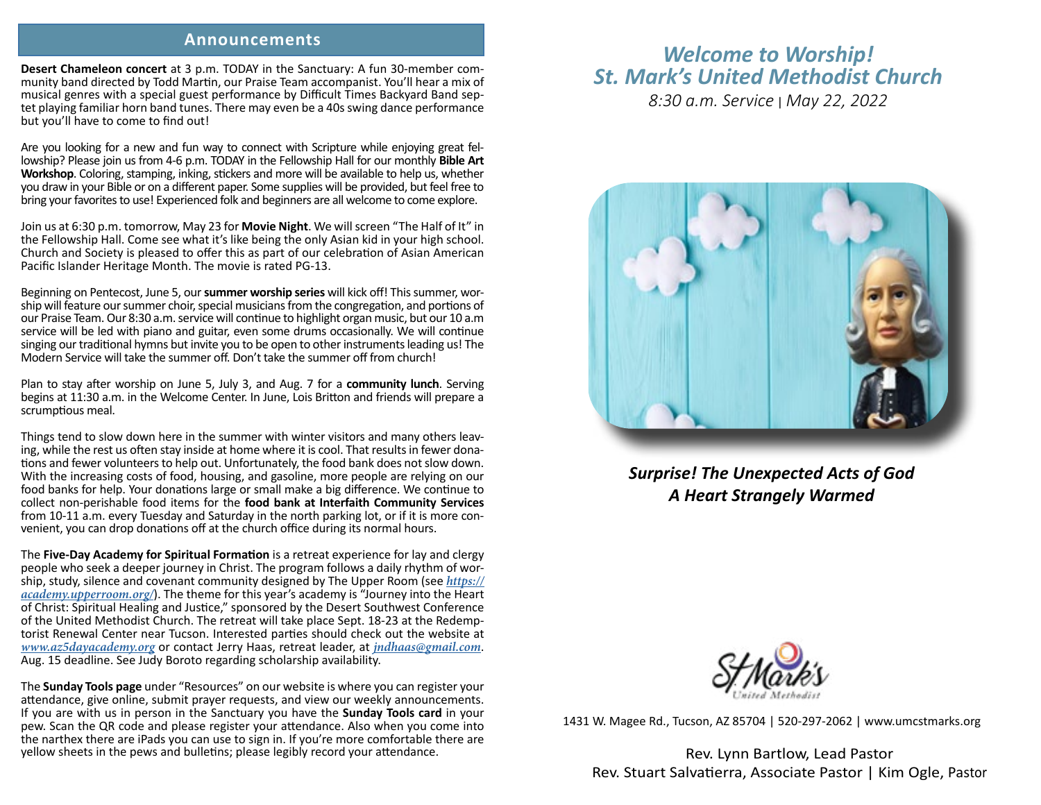## Announcements

**Desert Chameleon concert** at 3 p.m. TODAY in the Sanctuary: A fun 30-member community band directed by Todd Martin, our Praise Team accompanist. You'll hear a mix of musical genres with a special guest performance by Difficult Times Backyard Band septet playing familiar horn band tunes. There may even be a 40s swing dance performance but you'll have to come to find out!

Are you looking for a new and fun way to connect with Scripture while enjoying great fellowship? Please join us from 4-6 p.m. TODAY in the Fellowship Hall for our monthly **Bible Art Workshop**. Coloring, stamping, inking, stickers and more will be available to help us, whether you draw in your Bible or on a different paper. Some supplies will be provided, but feel free to bring your favorites to use! Experienced folk and beginners are all welcome to come explore.

Join us at 6:30 p.m. tomorrow, May 23 for **Movie Night**. We will screen "The Half of It" in the Fellowship Hall. Come see what it's like being the only Asian kid in your high school. Church and Society is pleased to offer this as part of our celebration of Asian American Pacific Islander Heritage Month. The movie is rated PG-13.

Beginning on Pentecost, June 5, our **summer worship series** will kick off! This summer, worship will feature our summer choir, special musicians from the congregation, and portions of our Praise Team. Our 8:30 a.m. service will continue to highlight organ music, but our 10 a.m service will be led with piano and guitar, even some drums occasionally. We will continue singing our traditional hymns but invite you to be open to other instruments leading us! The Modern Service will take the summer off. Don't take the summer off from church!

Plan to stay after worship on June 5, July 3, and Aug. 7 for a **community lunch**. Serving begins at 11:30 a.m. in the Welcome Center. In June, Lois Britton and friends will prepare a scrumptious meal.

Things tend to slow down here in the summer with winter visitors and many others leaving, while the rest us often stay inside at home where it is cool. That results in fewer donations and fewer volunteers to help out. Unfortunately, the food bank does not slow down. With the increasing costs of food, housing, and gasoline, more people are relying on our food banks for help. Your donations large or small make a big difference. We continue to collect non-perishable food items for the **food bank at Interfaith Community Services** from 10-11 a.m. every Tuesday and Saturday in the north parking lot, or if it is more convenient, you can drop donations off at the church office during its normal hours.

The **Five-Day Academy for Spiritual Formation** is a retreat experience for lay and clergy people who seek a deeper journey in Christ. The program follows a daily rhythm of worship, study, silence and covenant community designed by The Upper Room (see *https://academy.upperroom.org/*). The theme for this year's academy is "Journey into the Heart of Christ: Spiritual Healing and Justice," sponsored by the Desert Southwest Conference of the United Methodist Church. The retreat will take place Sept. 18-23 at the Redemptorist Renewal Center near Tucson. Interested parties should check out the website at *www.az5dayacademy.org* or contact Jerry Haas, retreat leader, at *jndhaas@gmail.com*. Aug. 15 deadline. See Judy Boroto regarding scholarship availability.

The **Sunday Tools page** under "Resources" on our website is where you can register your attendance, give online, submit prayer requests, and view our weekly announcements. If you are with us in person in the Sanctuary you have the **Sunday Tools card** in your pew. Scan the QR code and please register your attendance. Also when you come into the narthex there are iPads you can use to sign in. If you're more comfortable there are yellow sheets in the pews and bulletins; please legibly record your attendance.

# *Welcome to Worship!*
# *St. Mark's United Methodist Church*

*8:30 a.m. Service | May 22, 2022*

***Surprise! The Unexpected Acts of God***
***A Heart Strangely Warmed***

St Mark's United Methodist

1431 W. Magee Rd., Tucson, AZ 85704 | 520-297-2062 | www.umcstmarks.org

Rev. Lynn Bartlow, Lead Pastor
Rev. Stuart Salvatierra, Associate Pastor | Kim Ogle, Pastor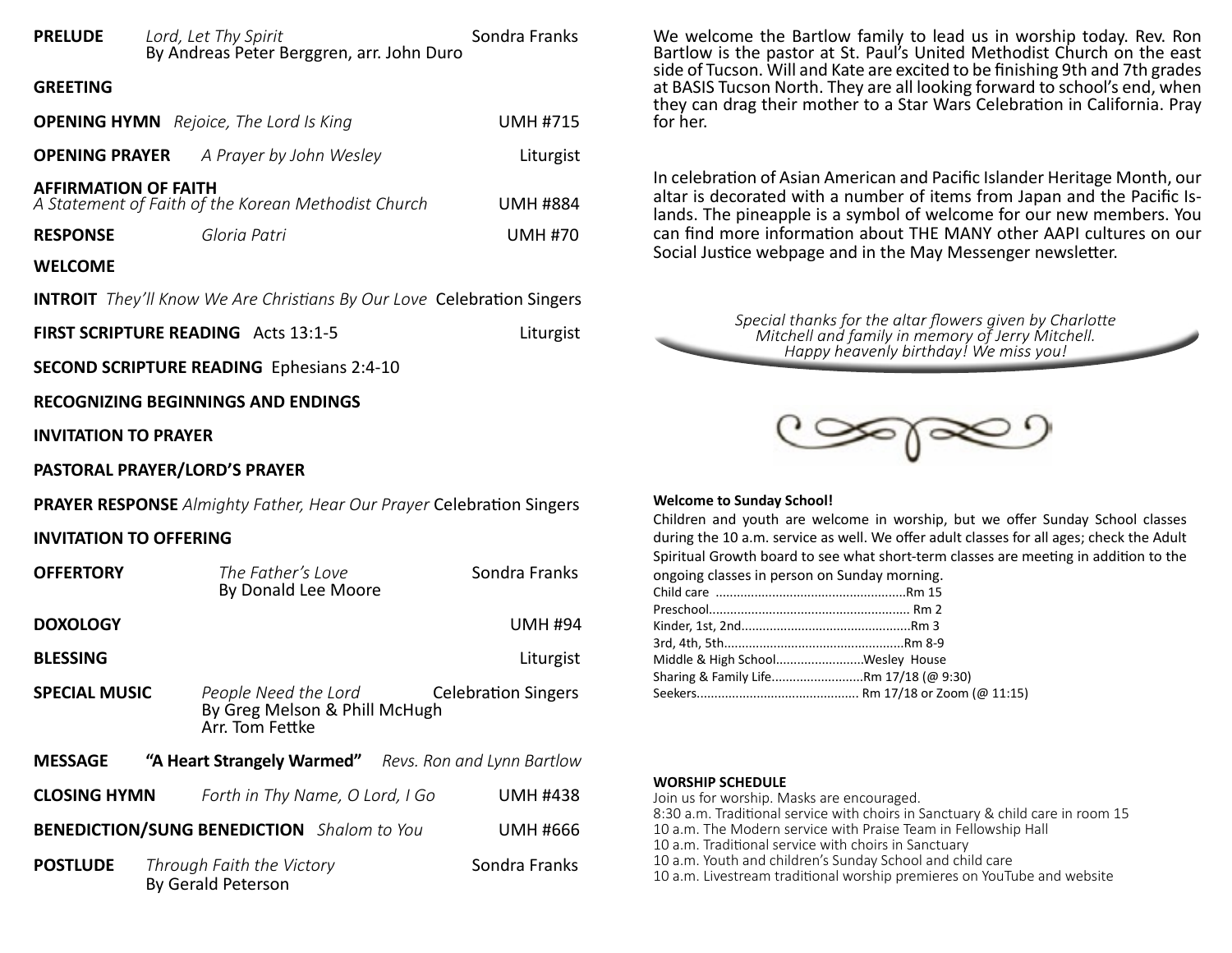**PRELUDE** *Lord, Let Thy Spirit* — Sondra Franks
By Andreas Peter Berggren, arr. John Duro

**GREETING**

**OPENING HYMN** *Rejoice, The Lord Is King* — UMH #715

**OPENING PRAYER** *A Prayer by John Wesley* — Liturgist

**AFFIRMATION OF FAITH**
*A Statement of Faith of the Korean Methodist Church* — UMH #884

**RESPONSE** *Gloria Patri* — UMH #70

**WELCOME**

**INTROIT** *They'll Know We Are Christians By Our Love* — Celebration Singers

**FIRST SCRIPTURE READING** Acts 13:1-5 — Liturgist

**SECOND SCRIPTURE READING** Ephesians 2:4-10

**RECOGNIZING BEGINNINGS AND ENDINGS**

**INVITATION TO PRAYER**

**PASTORAL PRAYER/LORD'S PRAYER**

**PRAYER RESPONSE** *Almighty Father, Hear Our Prayer* — Celebration Singers

**INVITATION TO OFFERING**

**OFFERTORY** *The Father's Love* — Sondra Franks
By Donald Lee Moore

**DOXOLOGY** — UMH #94

**BLESSING** — Liturgist

**SPECIAL MUSIC** *People Need the Lord* — Celebration Singers
By Greg Melson & Phill McHugh
Arr. Tom Fettke

**MESSAGE** **"A Heart Strangely Warmed"** *Revs. Ron and Lynn Bartlow*

**CLOSING HYMN** *Forth in Thy Name, O Lord, I Go* — UMH #438

**BENEDICTION/SUNG BENEDICTION** *Shalom to You* — UMH #666

**POSTLUDE** *Through Faith the Victory* — Sondra Franks
By Gerald Peterson

We welcome the Bartlow family to lead us in worship today. Rev. Ron Bartlow is the pastor at St. Paul's United Methodist Church on the east side of Tucson. Will and Kate are excited to be finishing 9th and 7th grades at BASIS Tucson North. They are all looking forward to school's end, when they can drag their mother to a Star Wars Celebration in California. Pray for her.

In celebration of Asian American and Pacific Islander Heritage Month, our altar is decorated with a number of items from Japan and the Pacific Islands. The pineapple is a symbol of welcome for our new members. You can find more information about THE MANY other AAPI cultures on our Social Justice webpage and in the May Messenger newsletter.

*Special thanks for the altar flowers given by Charlotte Mitchell and family in memory of Jerry Mitchell. Happy heavenly birthday! We miss you!*

**Welcome to Sunday School!**

Children and youth are welcome in worship, but we offer Sunday School classes during the 10 a.m. service as well. We offer adult classes for all ages; check the Adult Spiritual Growth board to see what short-term classes are meeting in addition to the ongoing classes in person on Sunday morning.

Child care ......................................................Rm 15
Preschool......................................................... Rm 2
Kinder, 1st, 2nd................................................Rm 3
3rd, 4th, 5th...................................................Rm 8-9
Middle & High School.........................Wesley House
Sharing & Family Life..........................Rm 17/18 (@ 9:30)
Seekers............................................. Rm 17/18 or Zoom (@ 11:15)

**WORSHIP SCHEDULE**

Join us for worship. Masks are encouraged.
8:30 a.m. Traditional service with choirs in Sanctuary & child care in room 15
10 a.m. The Modern service with Praise Team in Fellowship Hall
10 a.m. Traditional service with choirs in Sanctuary
10 a.m. Youth and children's Sunday School and child care
10 a.m. Livestream traditional worship premieres on YouTube and website